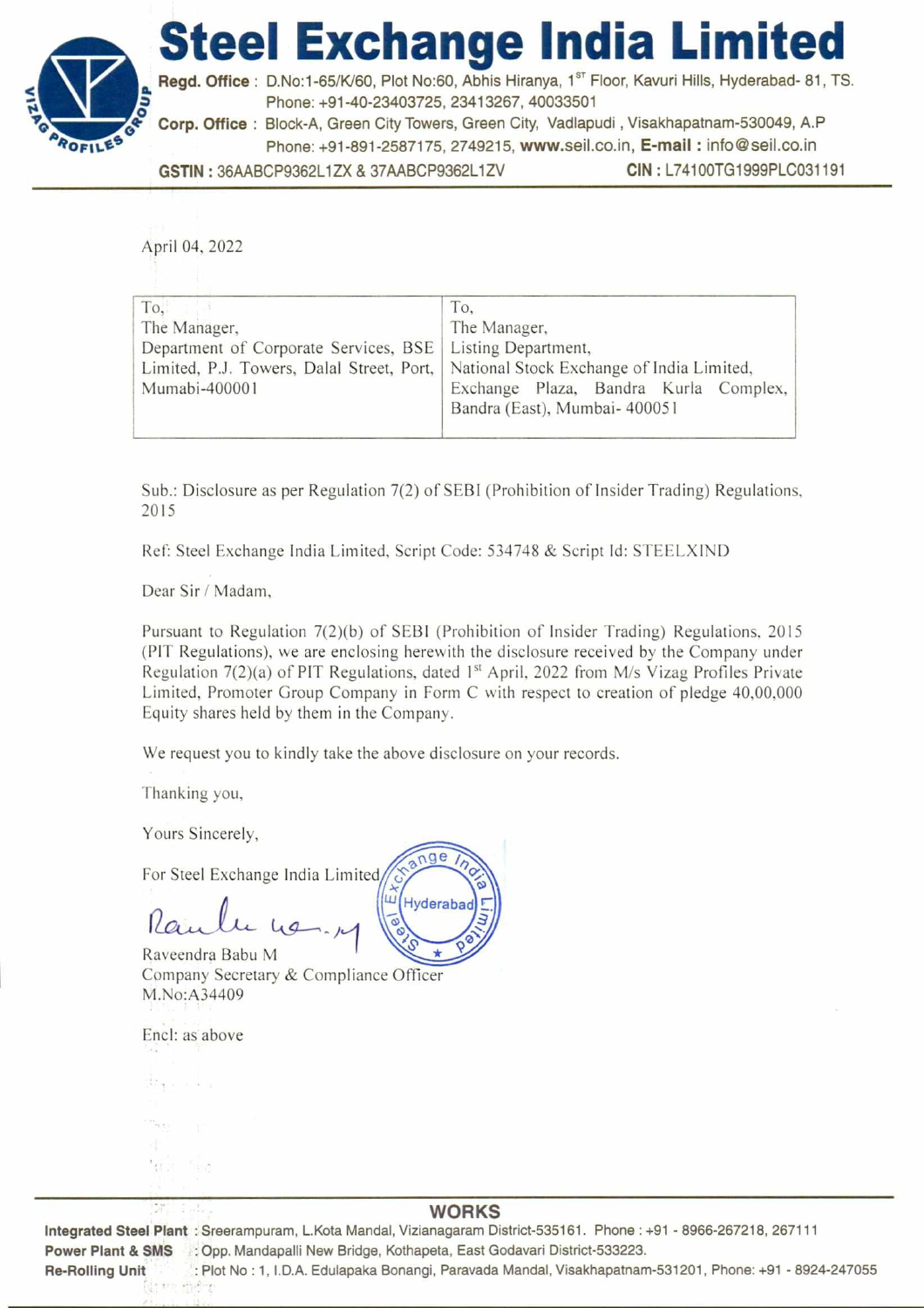# Steel Exchange India Limited

**Regd. Office** : D.No:1-65/K/60, Plot No:60, Abhis Hiranya, 1st Floor, Kavuri Hills, Hyderabad- 81, TS.
Phone: +91-40-23403725, 23413267, 40033501

**Corp. Office** : Block-A, Green City Towers, Green City, Vadlapudi , Visakhapatnam-530049, A.P
Phone: +91-891-2587175, 2749215, **www.seil.co.in**, **E-mail :** info@seil.co.in

**GSTIN :** 36AABCP9362L1ZX & 37AABCP9362L1ZV **CIN :** L74100TG1999PLC031191

---

April 04, 2022

| To,<br>The Manager,<br>Department of Corporate Services, BSE Limited, P.J. Towers, Dalal Street, Port, Mumabi-400001 | To,<br>The Manager,<br>Listing Department,<br>National Stock Exchange of India Limited,<br>Exchange Plaza, Bandra Kurla Complex, Bandra (East), Mumbai- 400051 |
|---|---|

Sub.: Disclosure as per Regulation 7(2) of SEBI (Prohibition of Insider Trading) Regulations, 2015

Ref: Steel Exchange India Limited, Script Code: 534748 & Script Id: STEELXIND

Dear Sir / Madam,

Pursuant to Regulation 7(2)(b) of SEBI (Prohibition of Insider Trading) Regulations, 2015 (PIT Regulations), we are enclosing herewith the disclosure received by the Company under Regulation 7(2)(a) of PIT Regulations, dated 1st April, 2022 from M/s Vizag Profiles Private Limited, Promoter Group Company in Form C with respect to creation of pledge 40,00,000 Equity shares held by them in the Company.

We request you to kindly take the above disclosure on your records.

Thanking you,

Yours Sincerely,

For Steel Exchange India Limited

Raveendra Babu M
Company Secretary & Compliance Officer
M.No:A34409

Encl: as above

---

**WORKS**

**Integrated Steel Plant** : Sreerampuram, L.Kota Mandal, Vizianagaram District-535161. Phone : +91 - 8966-267218, 267111
**Power Plant & SMS** : Opp. Mandapalli New Bridge, Kothapeta, East Godavari District-533223.
**Re-Rolling Unit** : Plot No : 1, I.D.A. Edulapaka Bonangi, Paravada Mandal, Visakhapatnam-531201, Phone: +91 - 8924-247055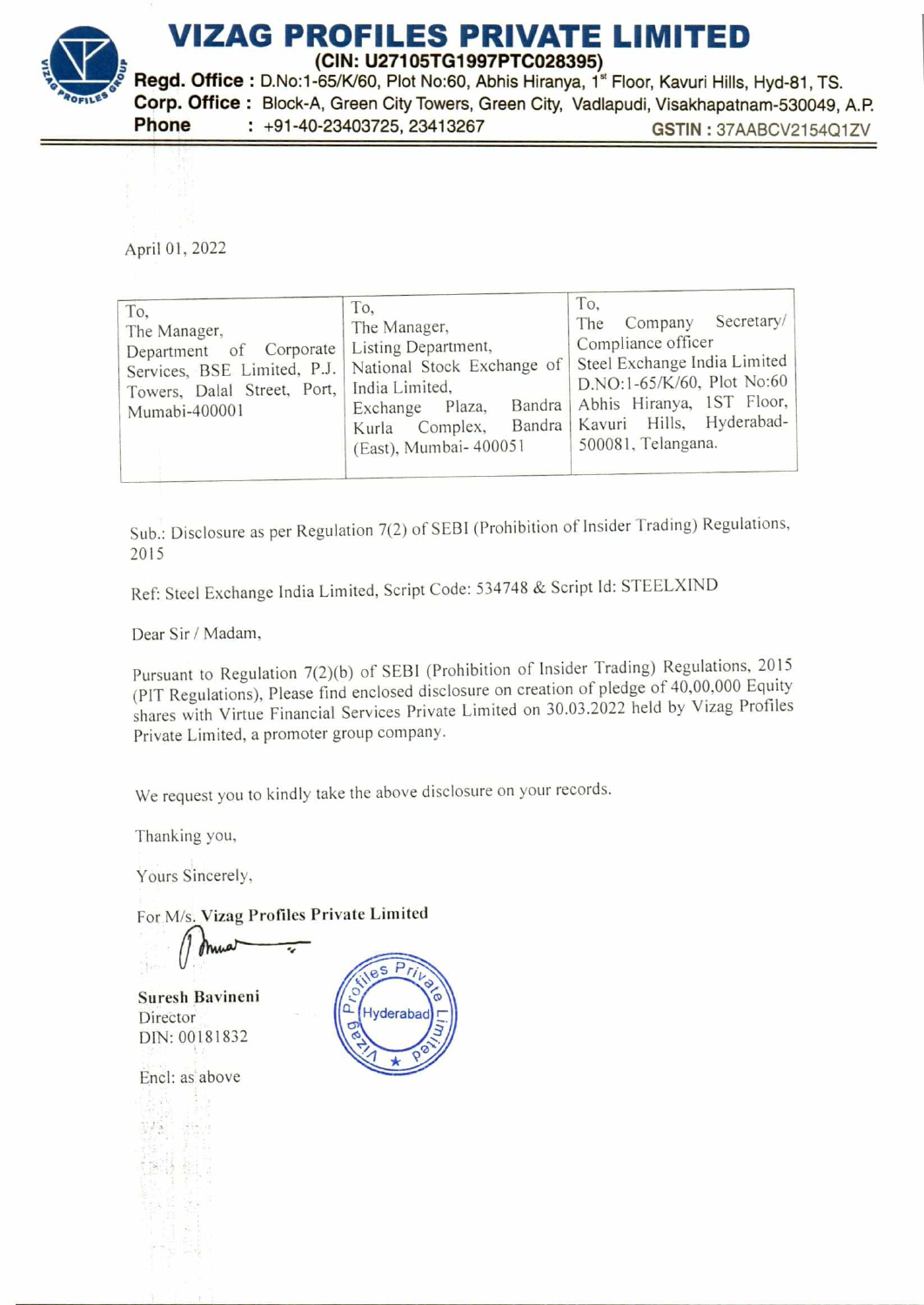# VIZAG PROFILES PRIVATE LIMITED

**(CIN: U27105TG1997PTC028395)**

**Regd. Office :** D.No:1-65/K/60, Plot No:60, Abhis Hiranya, 1st Floor, Kavuri Hills, Hyd-81, TS.

**Corp. Office :** Block-A, Green City Towers, Green City, Vadlapudi, Visakhapatnam-530049, A.P.

**Phone** : +91-40-23403725, 23413267 **GSTIN :** 37AABCV2154Q1ZV

April 01, 2022

| To,<br>The Manager,<br>Department of Corporate Services, BSE Limited, P.J. Towers, Dalal Street, Port, Mumabi-400001 | To,<br>The Manager,<br>Listing Department,<br>National Stock Exchange of India Limited,<br>Exchange Plaza, Bandra Kurla Complex, Bandra (East), Mumbai- 400051 | To,<br>The Company Secretary/ Compliance officer<br>Steel Exchange India Limited<br>D.NO:1-65/K/60, Plot No:60 Abhis Hiranya, 1ST Floor, Kavuri Hills, Hyderabad-500081, Telangana. |
|---|---|---|

Sub.: Disclosure as per Regulation 7(2) of SEBI (Prohibition of Insider Trading) Regulations, 2015

Ref: Steel Exchange India Limited, Script Code: 534748 & Script Id: STEELXIND

Dear Sir / Madam,

Pursuant to Regulation 7(2)(b) of SEBI (Prohibition of Insider Trading) Regulations, 2015 (PIT Regulations), Please find enclosed disclosure on creation of pledge of 40,00,000 Equity shares with Virtue Financial Services Private Limited on 30.03.2022 held by Vizag Profiles Private Limited, a promoter group company.

We request you to kindly take the above disclosure on your records.

Thanking you,

Yours Sincerely,

For M/s. **Vizag Profiles Private Limited**

**Suresh Bavineni**
Director
DIN: 00181832

Encl: as above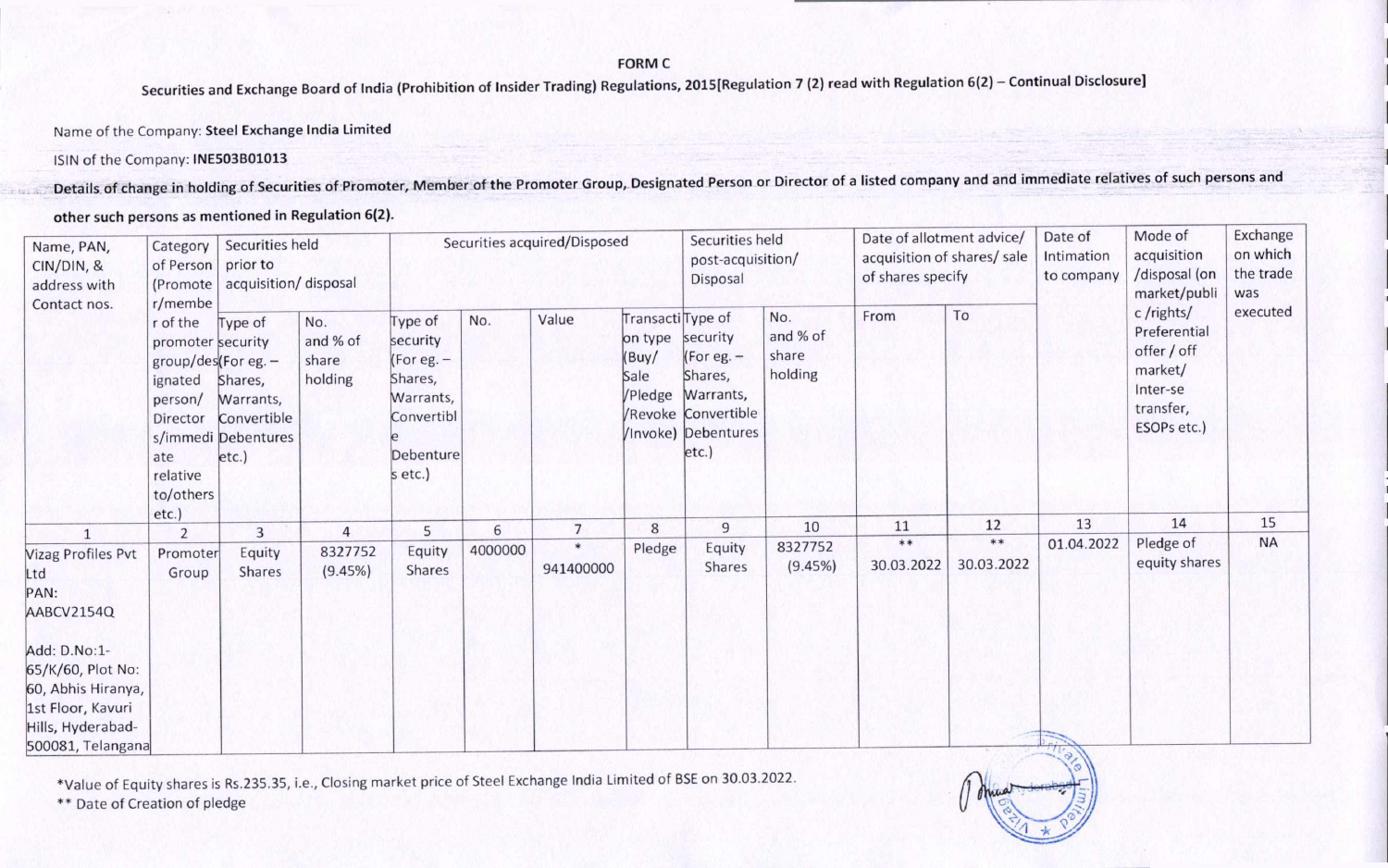# FORM C

Securities and Exchange Board of India (Prohibition of Insider Trading) Regulations, 2015[Regulation 7 (2) read with Regulation 6(2) – Continual Disclosure]

Name of the Company: **Steel Exchange India Limited**

ISIN of the Company: **INE503B01013**

**Details of change in holding of Securities of Promoter, Member of the Promoter Group, Designated Person or Director of a listed company and and immediate relatives of such persons and other such persons as mentioned in Regulation 6(2).**

| Name, PAN, CIN/DIN, & address with Contact nos. | Category of Person (Promoter/member of the promoter group/designated person/ Directors/immediate relative to/others etc.) | Securities held prior to acquisition/ disposal | | Securities acquired/Disposed | | | | Securities held post-acquisition/ Disposal | | Date of allotment advice/ acquisition of shares/ sale of shares specify | | Date of Intimation to company | Mode of acquisition /disposal (on market/public /rights/ Preferential offer / off market/ Inter-se transfer, ESOPs etc.) | Exchange on which the trade was executed |
|---|---|---|---|---|---|---|---|---|---|---|---|---|---|---|
| | | Type of security (For eg. – Shares, Warrants, Convertible Debentures etc.) | No. and % of share holding | Type of security (For eg. – Shares, Warrants, Convertible Debentures etc.) | No. | Value | Transaction type (Buy/ Sale /Pledge /Revoke /Invoke) | Type of security (For eg. – Shares, Warrants, Convertible Debentures etc.) | No. and % of share holding | From | To | | | |
| 1 | 2 | 3 | 4 | 5 | 6 | 7 | 8 | 9 | 10 | 11 | 12 | 13 | 14 | 15 |
| Vizag Profiles Pvt Ltd<br>PAN: AABCV2154Q<br><br>Add: D.No:1-65/K/60, Plot No: 60, Abhis Hiranya, 1st Floor, Kavuri Hills, Hyderabad-500081, Telangana | Promoter Group | Equity Shares | 8327752 (9.45%) | Equity Shares | 4000000 | * 941400000 | Pledge | Equity Shares | 8327752 (9.45%) | ** 30.03.2022 | ** 30.03.2022 | 01.04.2022 | Pledge of equity shares | NA |

*Value of Equity shares is Rs.235.35, i.e., Closing market price of Steel Exchange India Limited of BSE on 30.03.2022.

** Date of Creation of pledge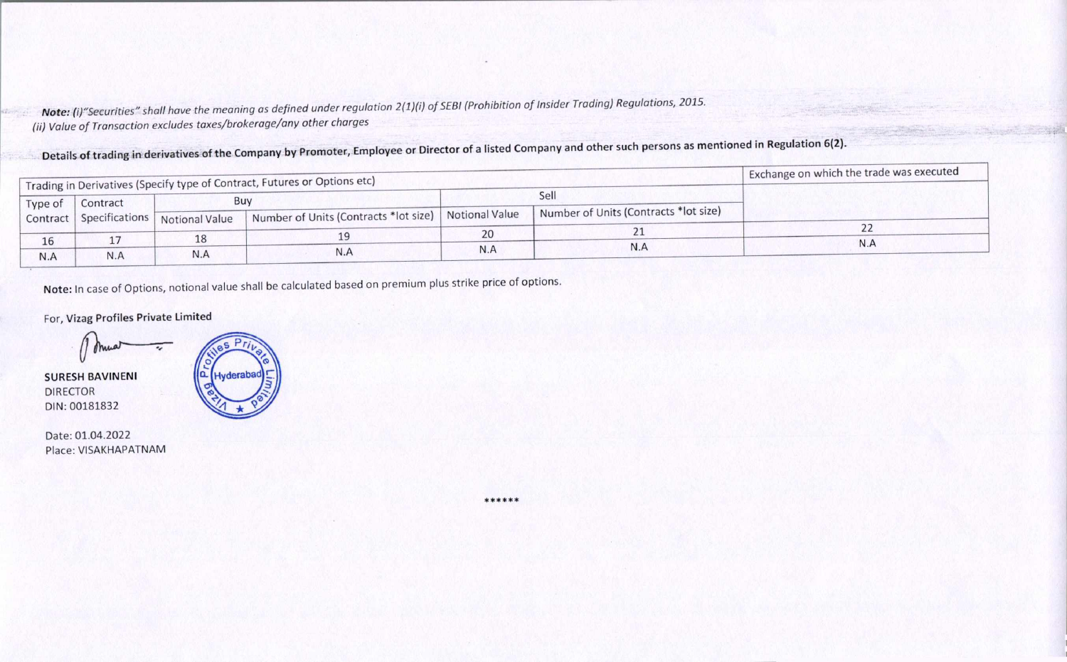**Note:** *(i)"Securities" shall have the meaning as defined under regulation 2(1)(i) of SEBI (Prohibition of Insider Trading) Regulations, 2015.*
*(ii) Value of Transaction excludes taxes/brokerage/any other charges*

**Details of trading in derivatives of the Company by Promoter, Employee or Director of a listed Company and other such persons as mentioned in Regulation 6(2).**

| Trading in Derivatives (Specify type of Contract, Futures or Options etc) | | | | | | Exchange on which the trade was executed |
|---|---|---|---|---|---|---|
| Type of Contract | Contract Specifications | Buy | | Sell | | |
| | | Notional Value | Number of Units (Contracts *lot size) | Notional Value | Number of Units (Contracts *lot size) | |
| 16 | 17 | 18 | 19 | 20 | 21 | 22 |
| N.A | N.A | N.A | N.A | N.A | N.A | N.A |

**Note:** In case of Options, notional value shall be calculated based on premium plus strike price of options.

For, **Vizag Profiles Private Limited**

**SURESH BAVINENI**
DIRECTOR
DIN: 00181832

Date: 01.04.2022
Place: VISAKHAPATNAM

******